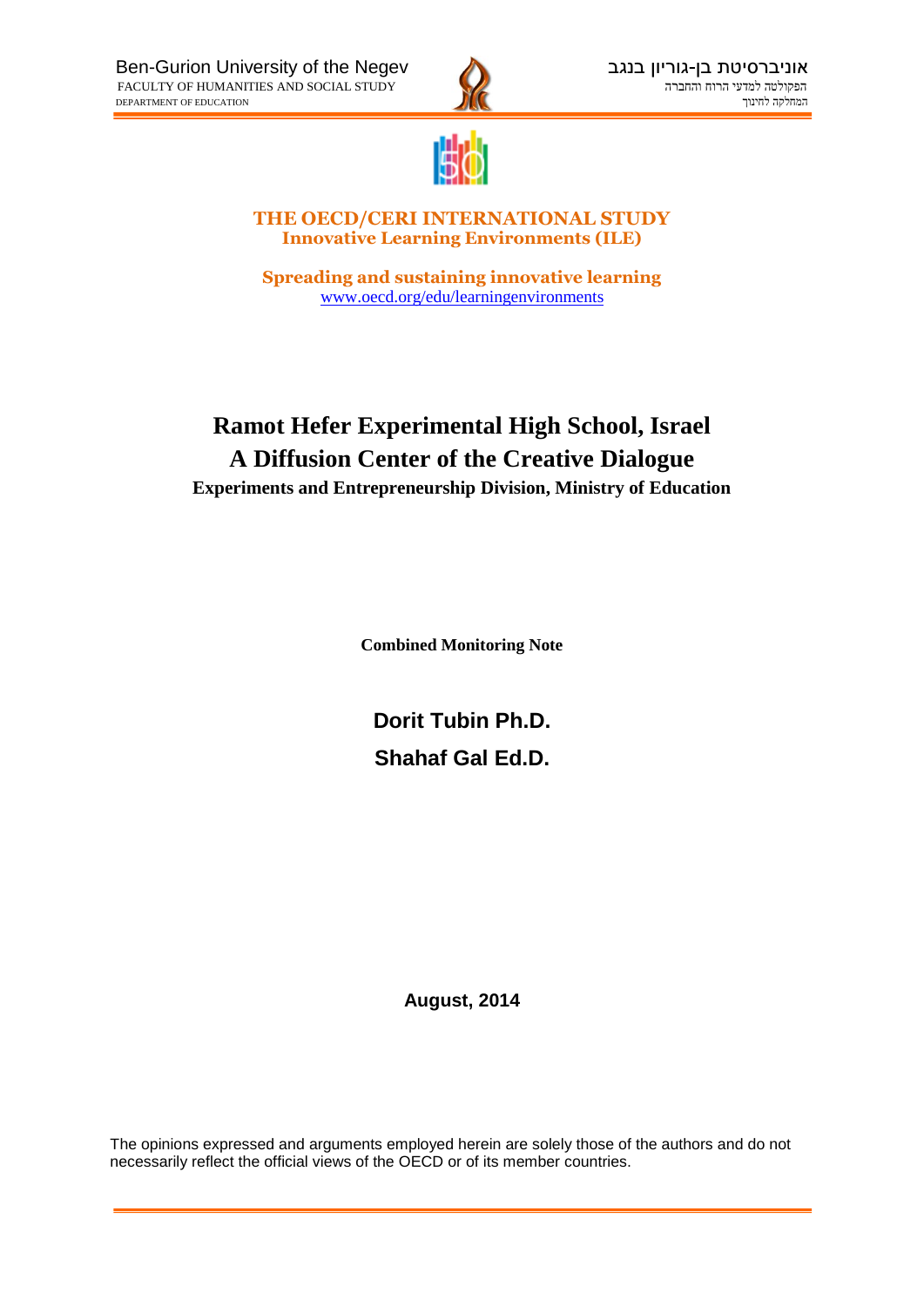Ben-Gurion University of the Negev
FACULTY OF HUMANITIES AND SOCIAL STUDY
DEPARTMENT OF EDUCATION

אוניברסיטת בן-גוריון בנגב
הפקולטה למדעי הרוח והחברה
המחלקה לחינוך

**THE OECD/CERI INTERNATIONAL STUDY**
**Innovative Learning Environments (ILE)**

**Spreading and sustaining innovative learning**
www.oecd.org/edu/learningenvironments

# Ramot Hefer Experimental High School, Israel
# A Diffusion Center of the Creative Dialogue

**Experiments and Entrepreneurship Division, Ministry of Education**

**Combined Monitoring Note**

**Dorit Tubin Ph.D.**

**Shahaf Gal Ed.D.**

**August, 2014**

The opinions expressed and arguments employed herein are solely those of the authors and do not necessarily reflect the official views of the OECD or of its member countries.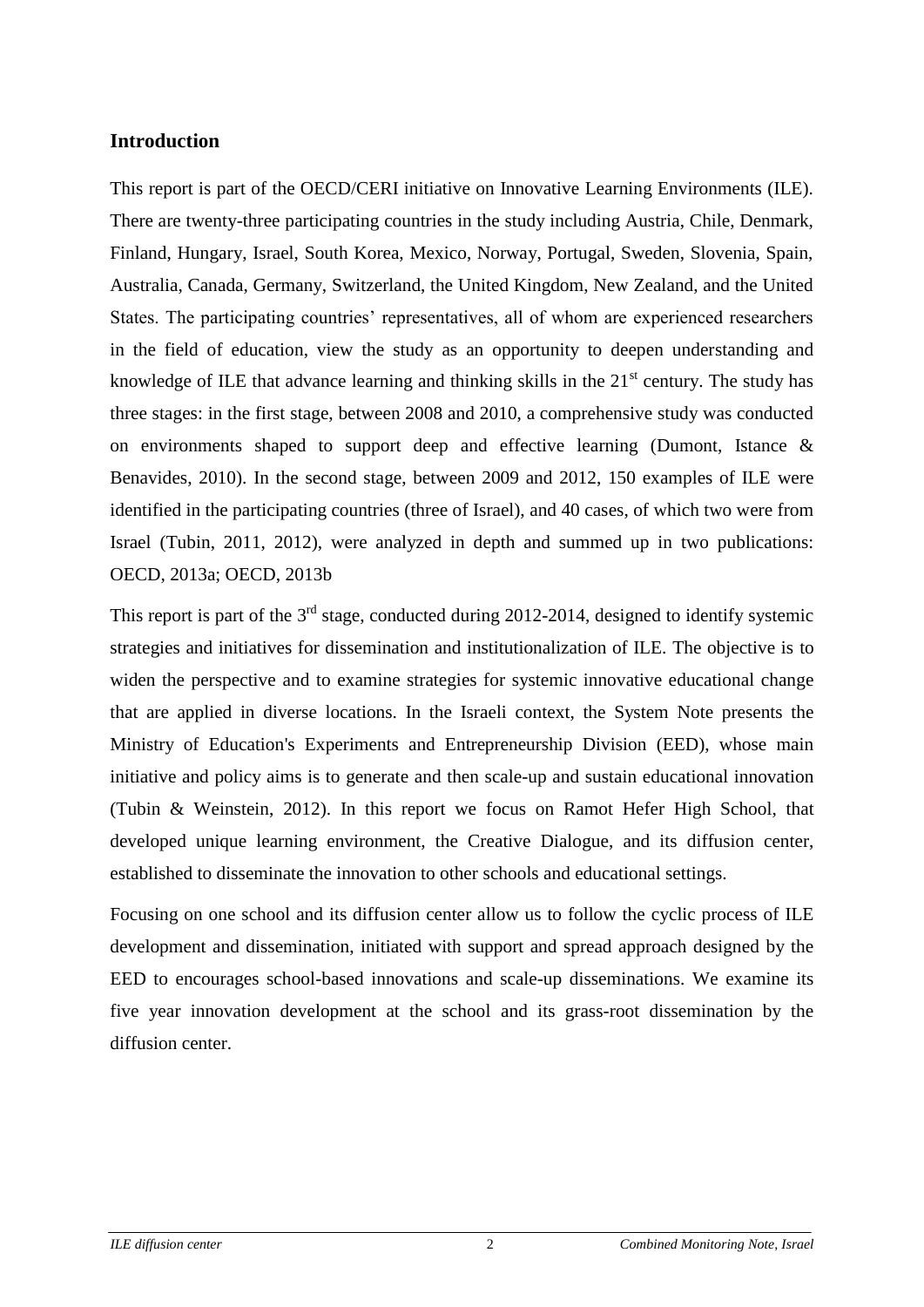## Introduction

This report is part of the OECD/CERI initiative on Innovative Learning Environments (ILE). There are twenty-three participating countries in the study including Austria, Chile, Denmark, Finland, Hungary, Israel, South Korea, Mexico, Norway, Portugal, Sweden, Slovenia, Spain, Australia, Canada, Germany, Switzerland, the United Kingdom, New Zealand, and the United States. The participating countries' representatives, all of whom are experienced researchers in the field of education, view the study as an opportunity to deepen understanding and knowledge of ILE that advance learning and thinking skills in the 21st century. The study has three stages: in the first stage, between 2008 and 2010, a comprehensive study was conducted on environments shaped to support deep and effective learning (Dumont, Istance & Benavides, 2010). In the second stage, between 2009 and 2012, 150 examples of ILE were identified in the participating countries (three of Israel), and 40 cases, of which two were from Israel (Tubin, 2011, 2012), were analyzed in depth and summed up in two publications: OECD, 2013a; OECD, 2013b

This report is part of the 3rd stage, conducted during 2012-2014, designed to identify systemic strategies and initiatives for dissemination and institutionalization of ILE. The objective is to widen the perspective and to examine strategies for systemic innovative educational change that are applied in diverse locations. In the Israeli context, the System Note presents the Ministry of Education's Experiments and Entrepreneurship Division (EED), whose main initiative and policy aims is to generate and then scale-up and sustain educational innovation (Tubin & Weinstein, 2012). In this report we focus on Ramot Hefer High School, that developed unique learning environment, the Creative Dialogue, and its diffusion center, established to disseminate the innovation to other schools and educational settings.

Focusing on one school and its diffusion center allow us to follow the cyclic process of ILE development and dissemination, initiated with support and spread approach designed by the EED to encourages school-based innovations and scale-up disseminations. We examine its five year innovation development at the school and its grass-root dissemination by the diffusion center.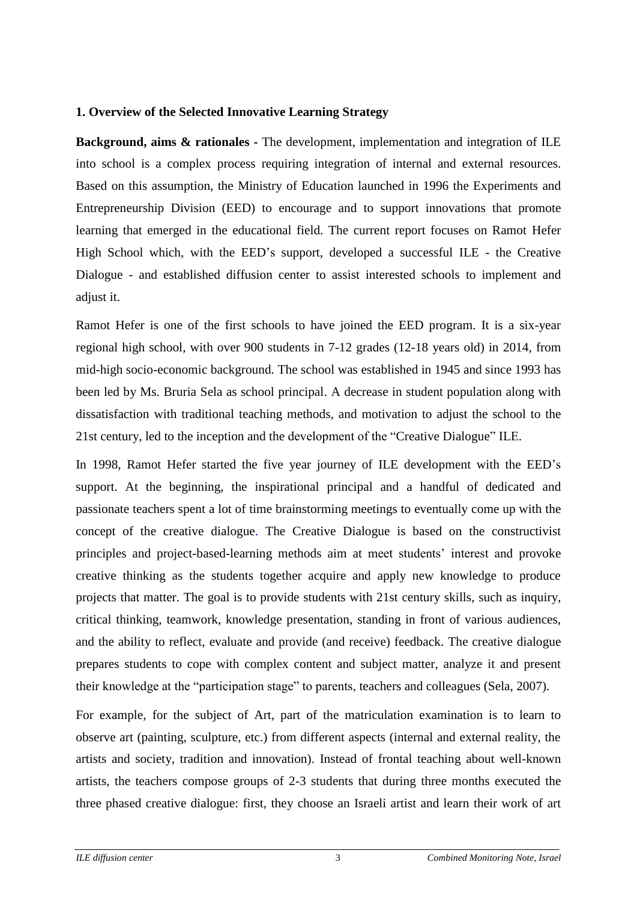## 1. Overview of the Selected Innovative Learning Strategy

**Background, aims & rationales -** The development, implementation and integration of ILE into school is a complex process requiring integration of internal and external resources. Based on this assumption, the Ministry of Education launched in 1996 the Experiments and Entrepreneurship Division (EED) to encourage and to support innovations that promote learning that emerged in the educational field. The current report focuses on Ramot Hefer High School which, with the EED's support, developed a successful ILE - the Creative Dialogue - and established diffusion center to assist interested schools to implement and adjust it.

Ramot Hefer is one of the first schools to have joined the EED program. It is a six-year regional high school, with over 900 students in 7-12 grades (12-18 years old) in 2014, from mid-high socio-economic background. The school was established in 1945 and since 1993 has been led by Ms. Bruria Sela as school principal. A decrease in student population along with dissatisfaction with traditional teaching methods, and motivation to adjust the school to the 21st century, led to the inception and the development of the "Creative Dialogue" ILE.

In 1998, Ramot Hefer started the five year journey of ILE development with the EED's support. At the beginning, the inspirational principal and a handful of dedicated and passionate teachers spent a lot of time brainstorming meetings to eventually come up with the concept of the creative dialogue. The Creative Dialogue is based on the constructivist principles and project-based-learning methods aim at meet students' interest and provoke creative thinking as the students together acquire and apply new knowledge to produce projects that matter. The goal is to provide students with 21st century skills, such as inquiry, critical thinking, teamwork, knowledge presentation, standing in front of various audiences, and the ability to reflect, evaluate and provide (and receive) feedback. The creative dialogue prepares students to cope with complex content and subject matter, analyze it and present their knowledge at the "participation stage" to parents, teachers and colleagues (Sela, 2007).

For example, for the subject of Art, part of the matriculation examination is to learn to observe art (painting, sculpture, etc.) from different aspects (internal and external reality, the artists and society, tradition and innovation). Instead of frontal teaching about well-known artists, the teachers compose groups of 2-3 students that during three months executed the three phased creative dialogue: first, they choose an Israeli artist and learn their work of art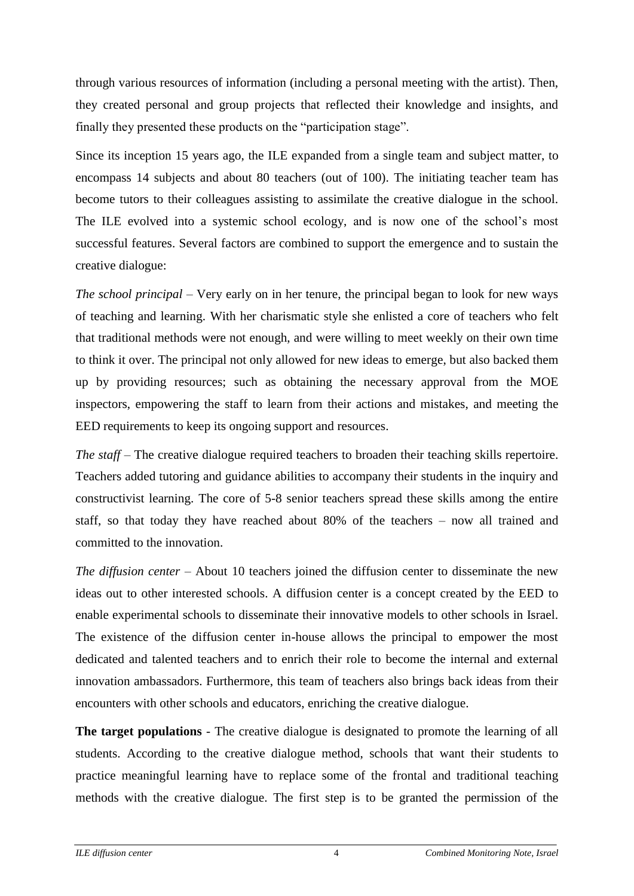through various resources of information (including a personal meeting with the artist). Then, they created personal and group projects that reflected their knowledge and insights, and finally they presented these products on the "participation stage".

Since its inception 15 years ago, the ILE expanded from a single team and subject matter, to encompass 14 subjects and about 80 teachers (out of 100). The initiating teacher team has become tutors to their colleagues assisting to assimilate the creative dialogue in the school. The ILE evolved into a systemic school ecology, and is now one of the school's most successful features. Several factors are combined to support the emergence and to sustain the creative dialogue:

*The school principal* – Very early on in her tenure, the principal began to look for new ways of teaching and learning. With her charismatic style she enlisted a core of teachers who felt that traditional methods were not enough, and were willing to meet weekly on their own time to think it over. The principal not only allowed for new ideas to emerge, but also backed them up by providing resources; such as obtaining the necessary approval from the MOE inspectors, empowering the staff to learn from their actions and mistakes, and meeting the EED requirements to keep its ongoing support and resources.

*The staff* – The creative dialogue required teachers to broaden their teaching skills repertoire. Teachers added tutoring and guidance abilities to accompany their students in the inquiry and constructivist learning. The core of 5-8 senior teachers spread these skills among the entire staff, so that today they have reached about 80% of the teachers – now all trained and committed to the innovation.

*The diffusion center* – About 10 teachers joined the diffusion center to disseminate the new ideas out to other interested schools. A diffusion center is a concept created by the EED to enable experimental schools to disseminate their innovative models to other schools in Israel. The existence of the diffusion center in-house allows the principal to empower the most dedicated and talented teachers and to enrich their role to become the internal and external innovation ambassadors. Furthermore, this team of teachers also brings back ideas from their encounters with other schools and educators, enriching the creative dialogue.

**The target populations** - The creative dialogue is designated to promote the learning of all students. According to the creative dialogue method, schools that want their students to practice meaningful learning have to replace some of the frontal and traditional teaching methods with the creative dialogue. The first step is to be granted the permission of the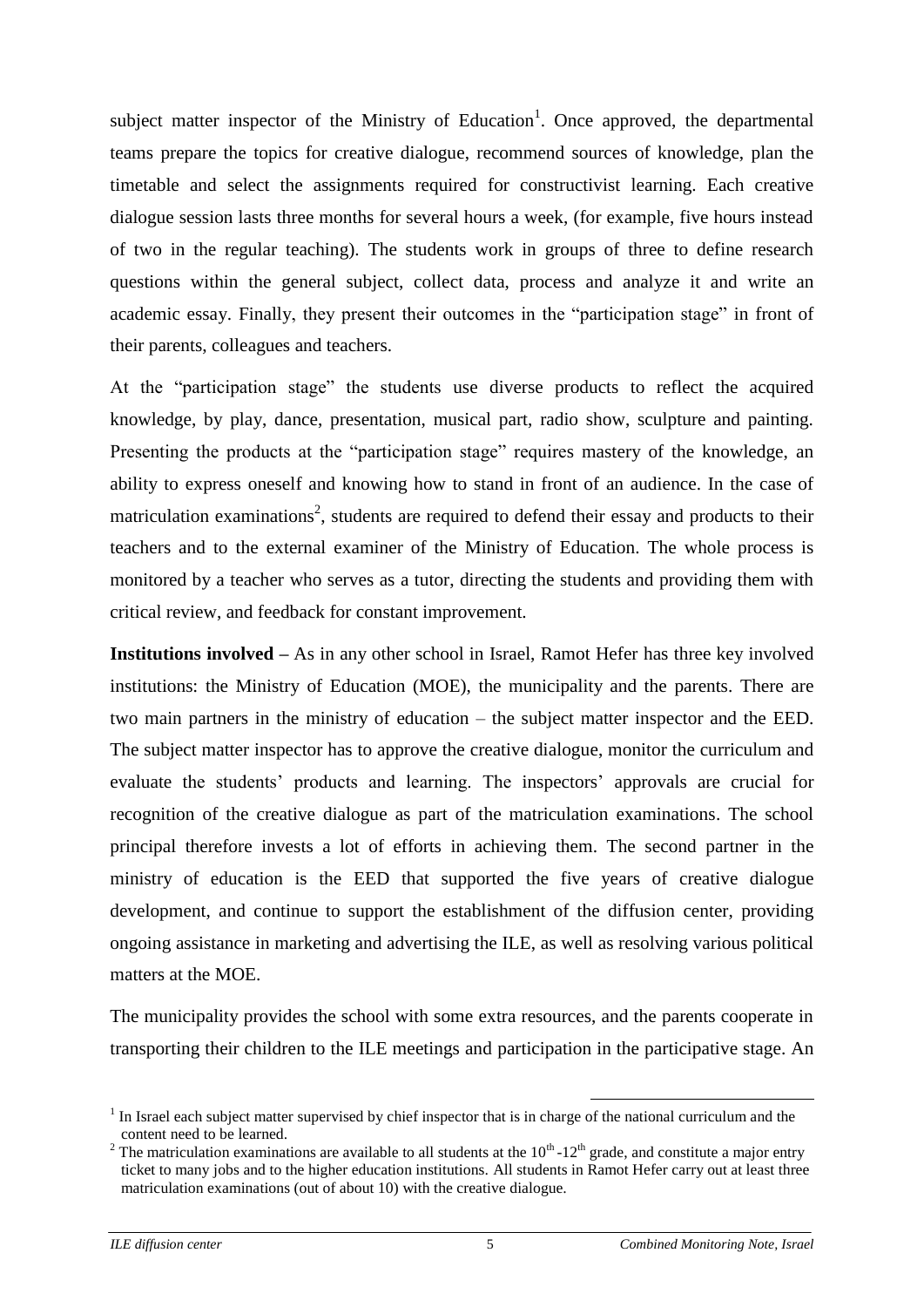subject matter inspector of the Ministry of Education[1]. Once approved, the departmental teams prepare the topics for creative dialogue, recommend sources of knowledge, plan the timetable and select the assignments required for constructivist learning. Each creative dialogue session lasts three months for several hours a week, (for example, five hours instead of two in the regular teaching). The students work in groups of three to define research questions within the general subject, collect data, process and analyze it and write an academic essay. Finally, they present their outcomes in the "participation stage" in front of their parents, colleagues and teachers.

At the "participation stage" the students use diverse products to reflect the acquired knowledge, by play, dance, presentation, musical part, radio show, sculpture and painting. Presenting the products at the "participation stage" requires mastery of the knowledge, an ability to express oneself and knowing how to stand in front of an audience. In the case of matriculation examinations[2], students are required to defend their essay and products to their teachers and to the external examiner of the Ministry of Education. The whole process is monitored by a teacher who serves as a tutor, directing the students and providing them with critical review, and feedback for constant improvement.

**Institutions involved –** As in any other school in Israel, Ramot Hefer has three key involved institutions: the Ministry of Education (MOE), the municipality and the parents. There are two main partners in the ministry of education – the subject matter inspector and the EED. The subject matter inspector has to approve the creative dialogue, monitor the curriculum and evaluate the students' products and learning. The inspectors' approvals are crucial for recognition of the creative dialogue as part of the matriculation examinations. The school principal therefore invests a lot of efforts in achieving them. The second partner in the ministry of education is the EED that supported the five years of creative dialogue development, and continue to support the establishment of the diffusion center, providing ongoing assistance in marketing and advertising the ILE, as well as resolving various political matters at the MOE.

The municipality provides the school with some extra resources, and the parents cooperate in transporting their children to the ILE meetings and participation in the participative stage. An

[1] In Israel each subject matter supervised by chief inspector that is in charge of the national curriculum and the content need to be learned.

[2] The matriculation examinations are available to all students at the $10^{th}$ -$12^{th}$ grade, and constitute a major entry ticket to many jobs and to the higher education institutions. All students in Ramot Hefer carry out at least three matriculation examinations (out of about 10) with the creative dialogue.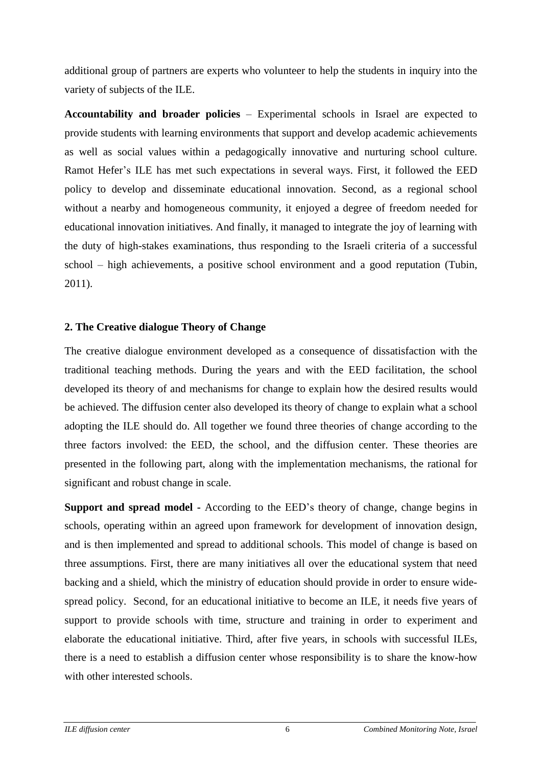additional group of partners are experts who volunteer to help the students in inquiry into the variety of subjects of the ILE.

**Accountability and broader policies** – Experimental schools in Israel are expected to provide students with learning environments that support and develop academic achievements as well as social values within a pedagogically innovative and nurturing school culture. Ramot Hefer's ILE has met such expectations in several ways. First, it followed the EED policy to develop and disseminate educational innovation. Second, as a regional school without a nearby and homogeneous community, it enjoyed a degree of freedom needed for educational innovation initiatives. And finally, it managed to integrate the joy of learning with the duty of high-stakes examinations, thus responding to the Israeli criteria of a successful school – high achievements, a positive school environment and a good reputation (Tubin, 2011).

## 2. The Creative dialogue Theory of Change

The creative dialogue environment developed as a consequence of dissatisfaction with the traditional teaching methods. During the years and with the EED facilitation, the school developed its theory of and mechanisms for change to explain how the desired results would be achieved. The diffusion center also developed its theory of change to explain what a school adopting the ILE should do. All together we found three theories of change according to the three factors involved: the EED, the school, and the diffusion center. These theories are presented in the following part, along with the implementation mechanisms, the rational for significant and robust change in scale.

**Support and spread model** - According to the EED's theory of change, change begins in schools, operating within an agreed upon framework for development of innovation design, and is then implemented and spread to additional schools. This model of change is based on three assumptions. First, there are many initiatives all over the educational system that need backing and a shield, which the ministry of education should provide in order to ensure wide-spread policy. Second, for an educational initiative to become an ILE, it needs five years of support to provide schools with time, structure and training in order to experiment and elaborate the educational initiative. Third, after five years, in schools with successful ILEs, there is a need to establish a diffusion center whose responsibility is to share the know-how with other interested schools.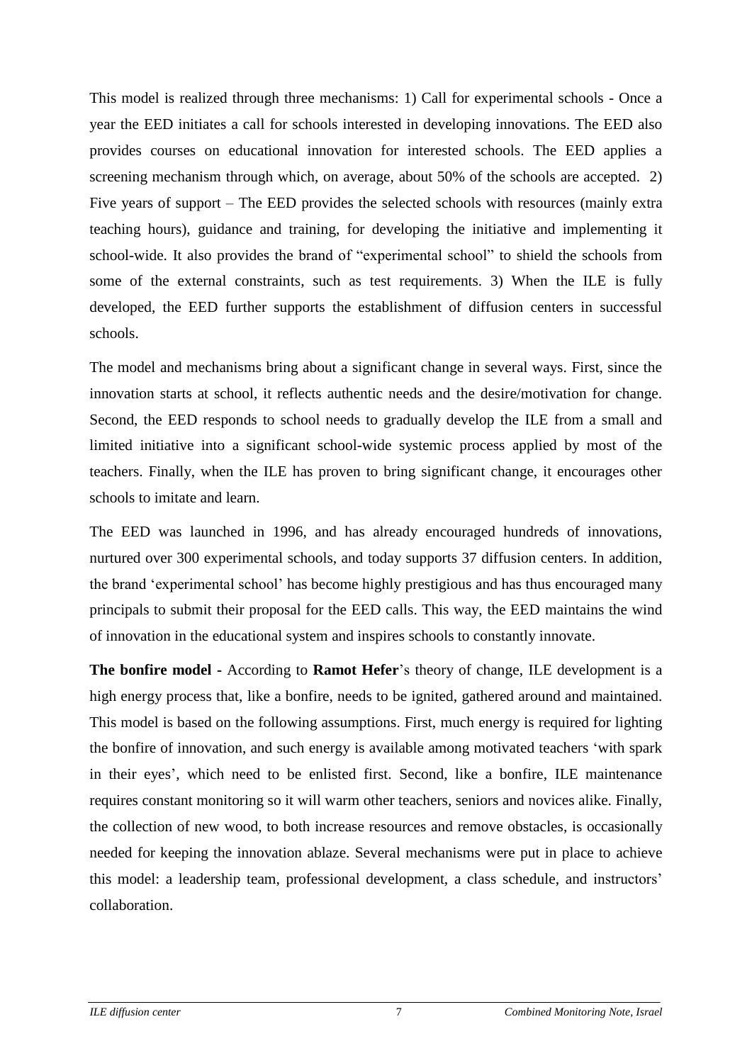This model is realized through three mechanisms: 1) Call for experimental schools - Once a year the EED initiates a call for schools interested in developing innovations. The EED also provides courses on educational innovation for interested schools. The EED applies a screening mechanism through which, on average, about 50% of the schools are accepted. 2) Five years of support – The EED provides the selected schools with resources (mainly extra teaching hours), guidance and training, for developing the initiative and implementing it school-wide. It also provides the brand of "experimental school" to shield the schools from some of the external constraints, such as test requirements. 3) When the ILE is fully developed, the EED further supports the establishment of diffusion centers in successful schools.

The model and mechanisms bring about a significant change in several ways. First, since the innovation starts at school, it reflects authentic needs and the desire/motivation for change. Second, the EED responds to school needs to gradually develop the ILE from a small and limited initiative into a significant school-wide systemic process applied by most of the teachers. Finally, when the ILE has proven to bring significant change, it encourages other schools to imitate and learn.

The EED was launched in 1996, and has already encouraged hundreds of innovations, nurtured over 300 experimental schools, and today supports 37 diffusion centers. In addition, the brand 'experimental school' has become highly prestigious and has thus encouraged many principals to submit their proposal for the EED calls. This way, the EED maintains the wind of innovation in the educational system and inspires schools to constantly innovate.

**The bonfire model -** According to **Ramot Hefer**'s theory of change, ILE development is a high energy process that, like a bonfire, needs to be ignited, gathered around and maintained. This model is based on the following assumptions. First, much energy is required for lighting the bonfire of innovation, and such energy is available among motivated teachers 'with spark in their eyes', which need to be enlisted first. Second, like a bonfire, ILE maintenance requires constant monitoring so it will warm other teachers, seniors and novices alike. Finally, the collection of new wood, to both increase resources and remove obstacles, is occasionally needed for keeping the innovation ablaze. Several mechanisms were put in place to achieve this model: a leadership team, professional development, a class schedule, and instructors' collaboration.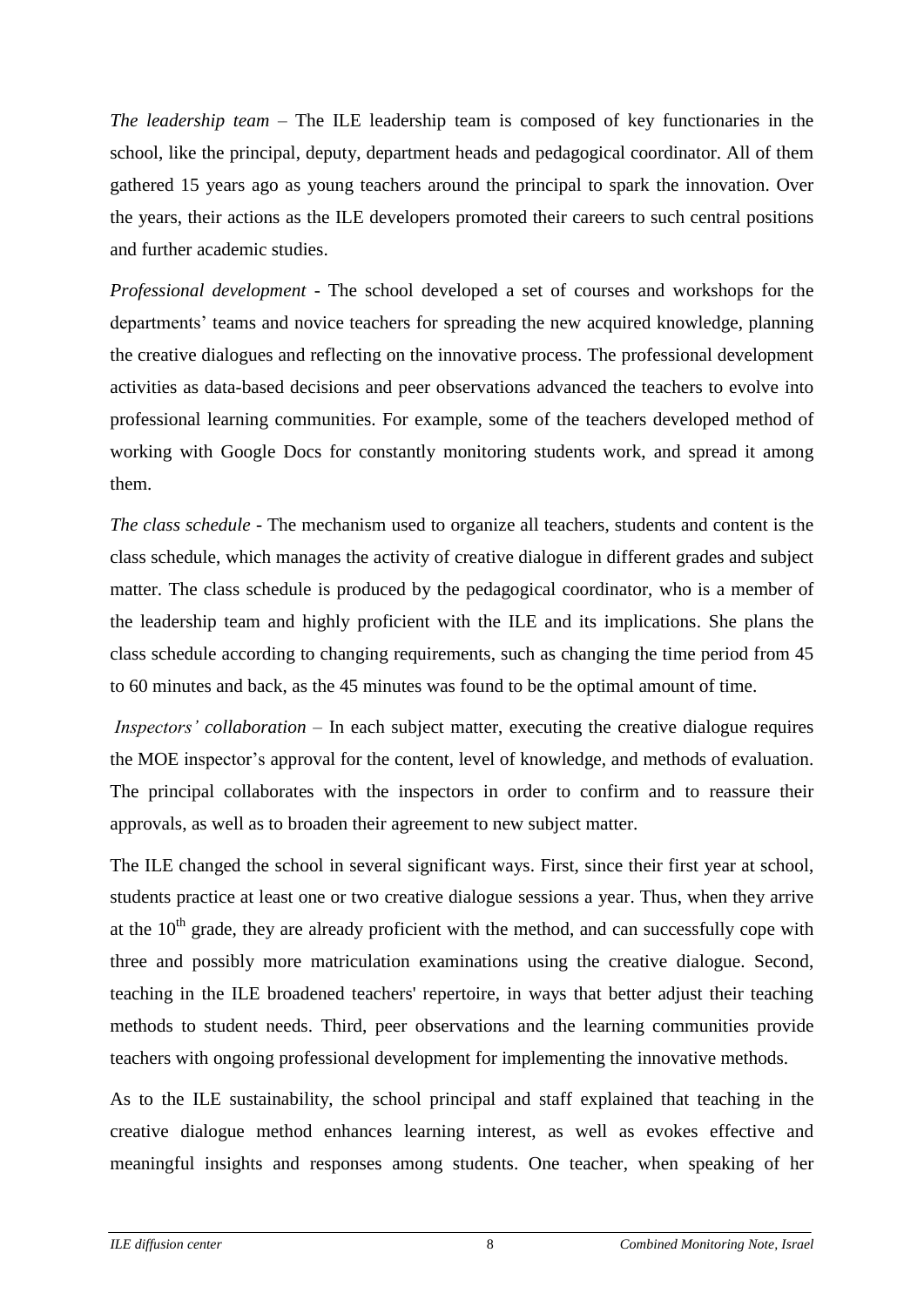*The leadership team* – The ILE leadership team is composed of key functionaries in the school, like the principal, deputy, department heads and pedagogical coordinator. All of them gathered 15 years ago as young teachers around the principal to spark the innovation. Over the years, their actions as the ILE developers promoted their careers to such central positions and further academic studies.

*Professional development* - The school developed a set of courses and workshops for the departments' teams and novice teachers for spreading the new acquired knowledge, planning the creative dialogues and reflecting on the innovative process. The professional development activities as data-based decisions and peer observations advanced the teachers to evolve into professional learning communities. For example, some of the teachers developed method of working with Google Docs for constantly monitoring students work, and spread it among them.

*The class schedule* - The mechanism used to organize all teachers, students and content is the class schedule, which manages the activity of creative dialogue in different grades and subject matter. The class schedule is produced by the pedagogical coordinator, who is a member of the leadership team and highly proficient with the ILE and its implications. She plans the class schedule according to changing requirements, such as changing the time period from 45 to 60 minutes and back, as the 45 minutes was found to be the optimal amount of time.

*Inspectors' collaboration* – In each subject matter, executing the creative dialogue requires the MOE inspector's approval for the content, level of knowledge, and methods of evaluation. The principal collaborates with the inspectors in order to confirm and to reassure their approvals, as well as to broaden their agreement to new subject matter.

The ILE changed the school in several significant ways. First, since their first year at school, students practice at least one or two creative dialogue sessions a year. Thus, when they arrive at the 10th grade, they are already proficient with the method, and can successfully cope with three and possibly more matriculation examinations using the creative dialogue. Second, teaching in the ILE broadened teachers' repertoire, in ways that better adjust their teaching methods to student needs. Third, peer observations and the learning communities provide teachers with ongoing professional development for implementing the innovative methods.

As to the ILE sustainability, the school principal and staff explained that teaching in the creative dialogue method enhances learning interest, as well as evokes effective and meaningful insights and responses among students. One teacher, when speaking of her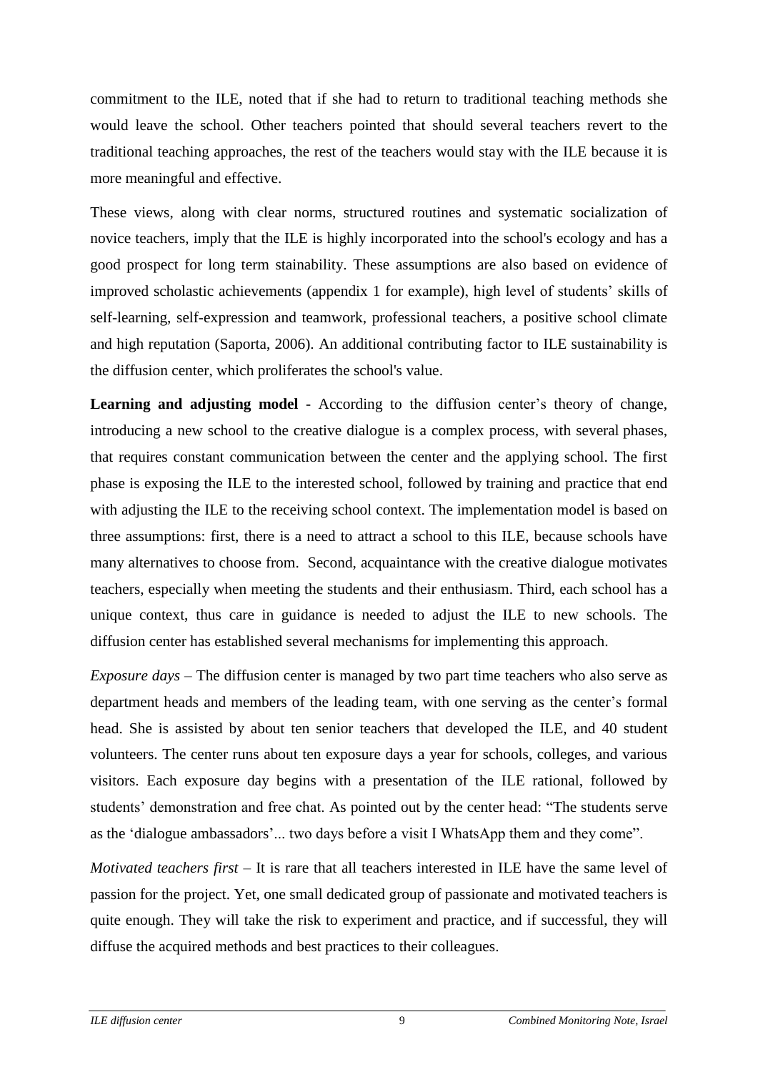commitment to the ILE, noted that if she had to return to traditional teaching methods she would leave the school. Other teachers pointed that should several teachers revert to the traditional teaching approaches, the rest of the teachers would stay with the ILE because it is more meaningful and effective.

These views, along with clear norms, structured routines and systematic socialization of novice teachers, imply that the ILE is highly incorporated into the school's ecology and has a good prospect for long term stainability. These assumptions are also based on evidence of improved scholastic achievements (appendix 1 for example), high level of students' skills of self-learning, self-expression and teamwork, professional teachers, a positive school climate and high reputation (Saporta, 2006). An additional contributing factor to ILE sustainability is the diffusion center, which proliferates the school's value.

**Learning and adjusting model** - According to the diffusion center's theory of change, introducing a new school to the creative dialogue is a complex process, with several phases, that requires constant communication between the center and the applying school. The first phase is exposing the ILE to the interested school, followed by training and practice that end with adjusting the ILE to the receiving school context. The implementation model is based on three assumptions: first, there is a need to attract a school to this ILE, because schools have many alternatives to choose from. Second, acquaintance with the creative dialogue motivates teachers, especially when meeting the students and their enthusiasm. Third, each school has a unique context, thus care in guidance is needed to adjust the ILE to new schools. The diffusion center has established several mechanisms for implementing this approach.

*Exposure days* – The diffusion center is managed by two part time teachers who also serve as department heads and members of the leading team, with one serving as the center's formal head. She is assisted by about ten senior teachers that developed the ILE, and 40 student volunteers. The center runs about ten exposure days a year for schools, colleges, and various visitors. Each exposure day begins with a presentation of the ILE rational, followed by students' demonstration and free chat. As pointed out by the center head: "The students serve as the 'dialogue ambassadors'... two days before a visit I WhatsApp them and they come".

*Motivated teachers first* – It is rare that all teachers interested in ILE have the same level of passion for the project. Yet, one small dedicated group of passionate and motivated teachers is quite enough. They will take the risk to experiment and practice, and if successful, they will diffuse the acquired methods and best practices to their colleagues.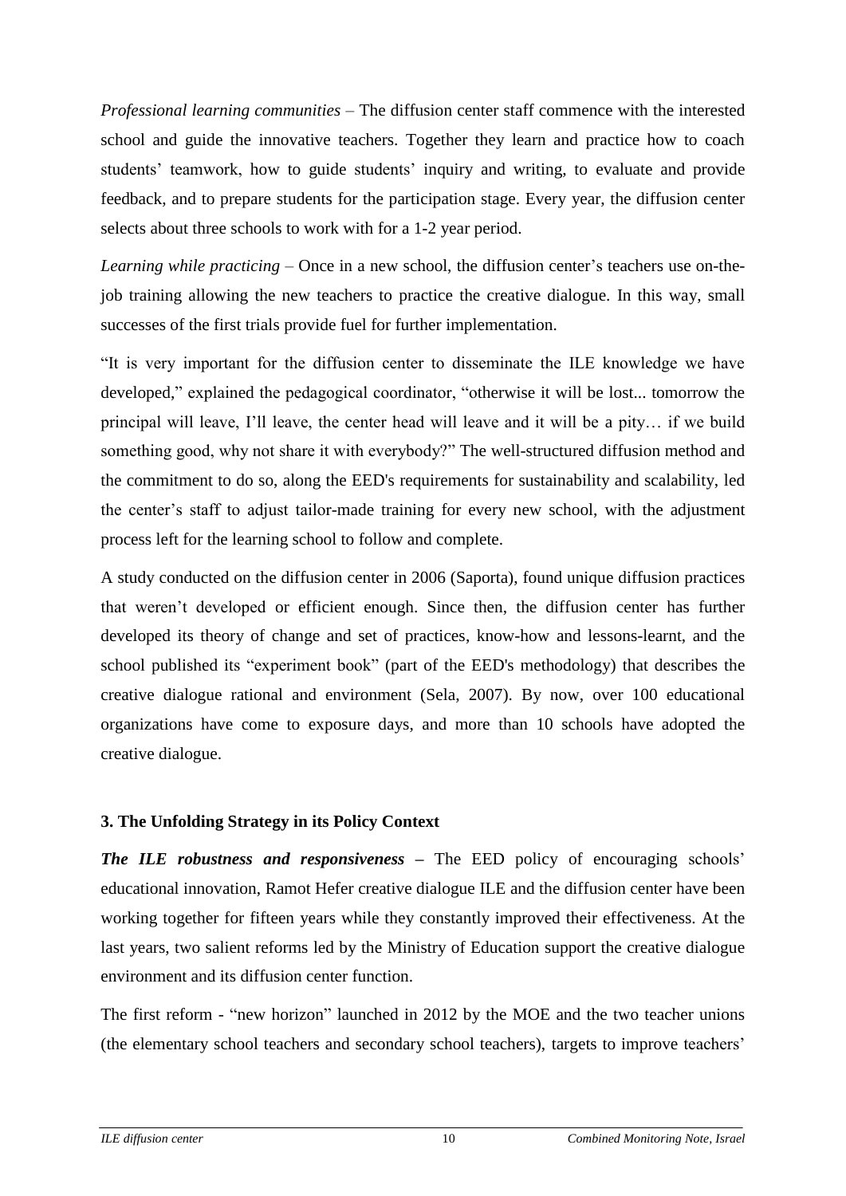*Professional learning communities* – The diffusion center staff commence with the interested school and guide the innovative teachers. Together they learn and practice how to coach students' teamwork, how to guide students' inquiry and writing, to evaluate and provide feedback, and to prepare students for the participation stage. Every year, the diffusion center selects about three schools to work with for a 1-2 year period.

*Learning while practicing* – Once in a new school, the diffusion center's teachers use on-the-job training allowing the new teachers to practice the creative dialogue. In this way, small successes of the first trials provide fuel for further implementation.

"It is very important for the diffusion center to disseminate the ILE knowledge we have developed," explained the pedagogical coordinator, "otherwise it will be lost... tomorrow the principal will leave, I'll leave, the center head will leave and it will be a pity… if we build something good, why not share it with everybody?" The well-structured diffusion method and the commitment to do so, along the EED's requirements for sustainability and scalability, led the center's staff to adjust tailor-made training for every new school, with the adjustment process left for the learning school to follow and complete.

A study conducted on the diffusion center in 2006 (Saporta), found unique diffusion practices that weren't developed or efficient enough. Since then, the diffusion center has further developed its theory of change and set of practices, know-how and lessons-learnt, and the school published its "experiment book" (part of the EED's methodology) that describes the creative dialogue rational and environment (Sela, 2007). By now, over 100 educational organizations have come to exposure days, and more than 10 schools have adopted the creative dialogue.

## 3. The Unfolding Strategy in its Policy Context

***The ILE robustness and responsiveness*** **–** The EED policy of encouraging schools' educational innovation, Ramot Hefer creative dialogue ILE and the diffusion center have been working together for fifteen years while they constantly improved their effectiveness. At the last years, two salient reforms led by the Ministry of Education support the creative dialogue environment and its diffusion center function.

The first reform - "new horizon" launched in 2012 by the MOE and the two teacher unions (the elementary school teachers and secondary school teachers), targets to improve teachers'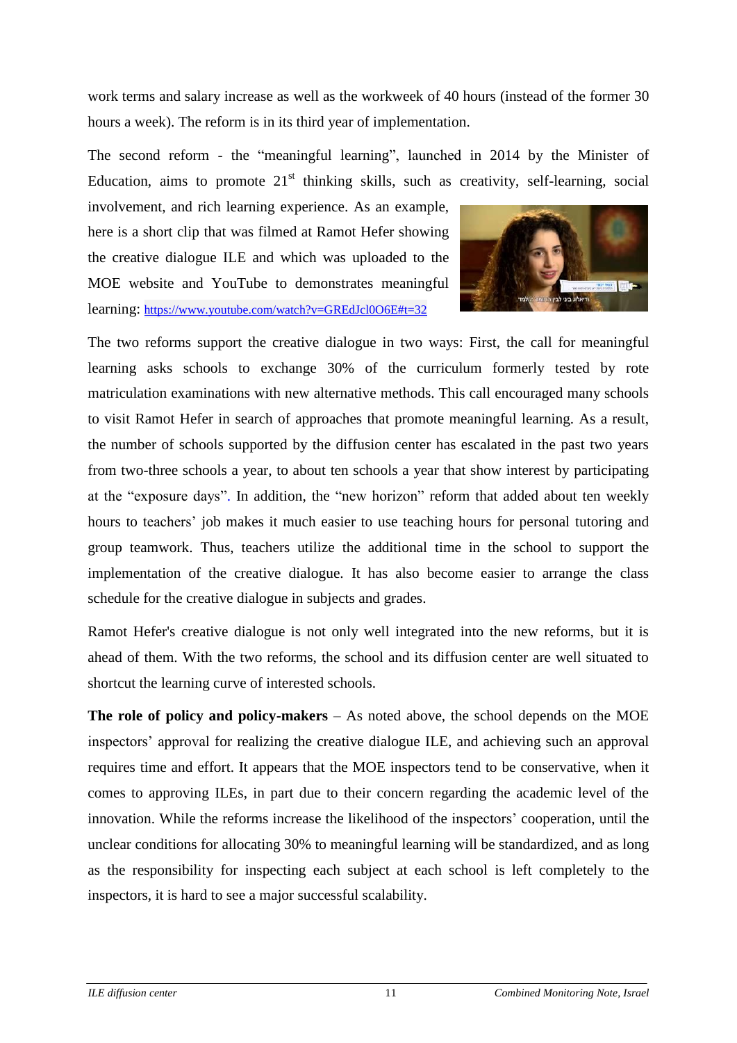work terms and salary increase as well as the workweek of 40 hours (instead of the former 30 hours a week). The reform is in its third year of implementation.

The second reform - the "meaningful learning", launched in 2014 by the Minister of Education, aims to promote 21st thinking skills, such as creativity, self-learning, social involvement, and rich learning experience. As an example, here is a short clip that was filmed at Ramot Hefer showing the creative dialogue ILE and which was uploaded to the MOE website and YouTube to demonstrates meaningful learning: https://www.youtube.com/watch?v=GREdJcl0O6E#t=32

The two reforms support the creative dialogue in two ways: First, the call for meaningful learning asks schools to exchange 30% of the curriculum formerly tested by rote matriculation examinations with new alternative methods. This call encouraged many schools to visit Ramot Hefer in search of approaches that promote meaningful learning. As a result, the number of schools supported by the diffusion center has escalated in the past two years from two-three schools a year, to about ten schools a year that show interest by participating at the "exposure days". In addition, the "new horizon" reform that added about ten weekly hours to teachers' job makes it much easier to use teaching hours for personal tutoring and group teamwork. Thus, teachers utilize the additional time in the school to support the implementation of the creative dialogue. It has also become easier to arrange the class schedule for the creative dialogue in subjects and grades.

Ramot Hefer's creative dialogue is not only well integrated into the new reforms, but it is ahead of them. With the two reforms, the school and its diffusion center are well situated to shortcut the learning curve of interested schools.

**The role of policy and policy-makers** – As noted above, the school depends on the MOE inspectors' approval for realizing the creative dialogue ILE, and achieving such an approval requires time and effort. It appears that the MOE inspectors tend to be conservative, when it comes to approving ILEs, in part due to their concern regarding the academic level of the innovation. While the reforms increase the likelihood of the inspectors' cooperation, until the unclear conditions for allocating 30% to meaningful learning will be standardized, and as long as the responsibility for inspecting each subject at each school is left completely to the inspectors, it is hard to see a major successful scalability.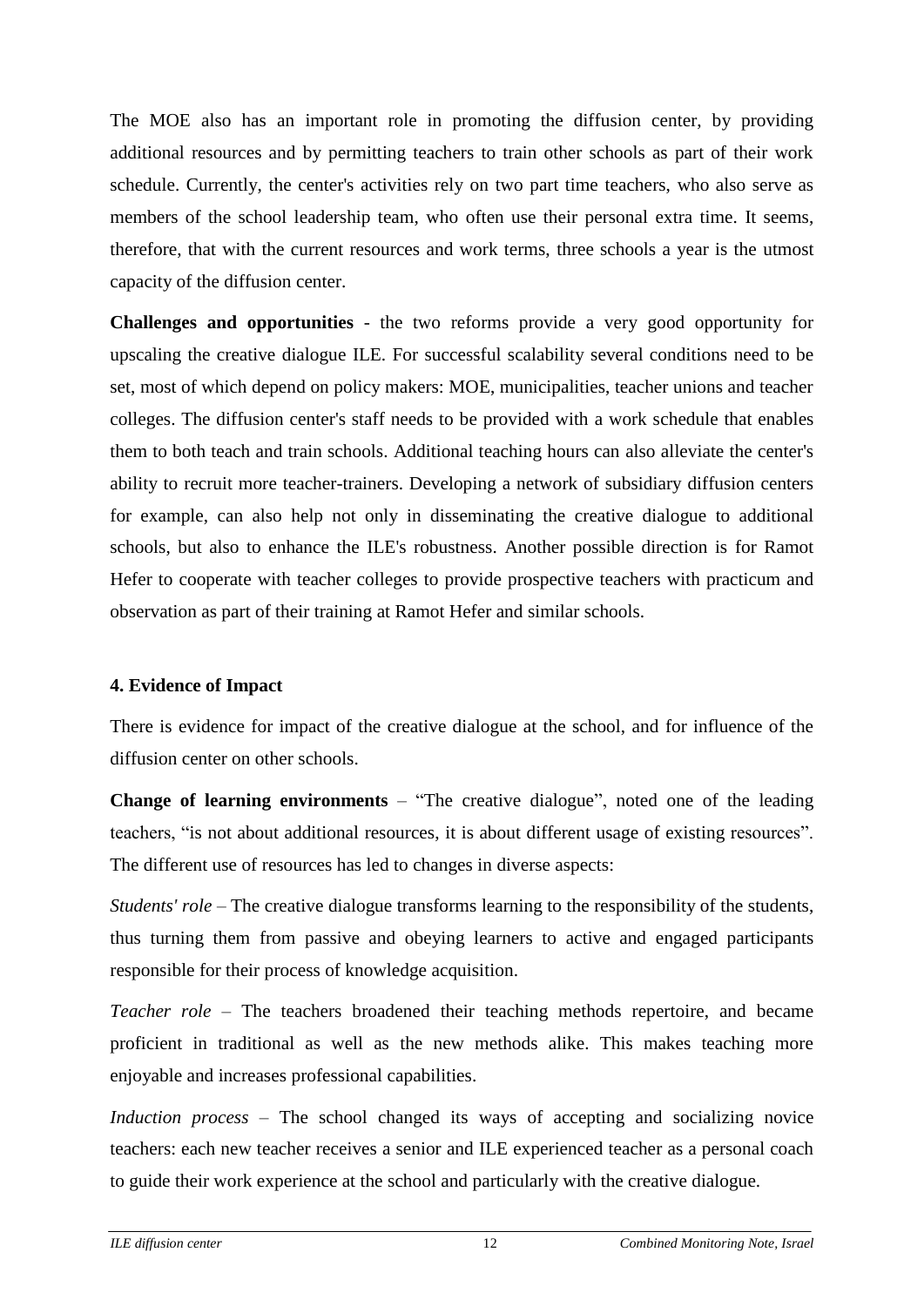The MOE also has an important role in promoting the diffusion center, by providing additional resources and by permitting teachers to train other schools as part of their work schedule. Currently, the center's activities rely on two part time teachers, who also serve as members of the school leadership team, who often use their personal extra time. It seems, therefore, that with the current resources and work terms, three schools a year is the utmost capacity of the diffusion center.

**Challenges and opportunities** - the two reforms provide a very good opportunity for upscaling the creative dialogue ILE. For successful scalability several conditions need to be set, most of which depend on policy makers: MOE, municipalities, teacher unions and teacher colleges. The diffusion center's staff needs to be provided with a work schedule that enables them to both teach and train schools. Additional teaching hours can also alleviate the center's ability to recruit more teacher-trainers. Developing a network of subsidiary diffusion centers for example, can also help not only in disseminating the creative dialogue to additional schools, but also to enhance the ILE's robustness. Another possible direction is for Ramot Hefer to cooperate with teacher colleges to provide prospective teachers with practicum and observation as part of their training at Ramot Hefer and similar schools.

## 4. Evidence of Impact

There is evidence for impact of the creative dialogue at the school, and for influence of the diffusion center on other schools.

**Change of learning environments** – "The creative dialogue", noted one of the leading teachers, "is not about additional resources, it is about different usage of existing resources". The different use of resources has led to changes in diverse aspects:

*Students' role* – The creative dialogue transforms learning to the responsibility of the students, thus turning them from passive and obeying learners to active and engaged participants responsible for their process of knowledge acquisition.

*Teacher role* – The teachers broadened their teaching methods repertoire, and became proficient in traditional as well as the new methods alike. This makes teaching more enjoyable and increases professional capabilities.

*Induction process* – The school changed its ways of accepting and socializing novice teachers: each new teacher receives a senior and ILE experienced teacher as a personal coach to guide their work experience at the school and particularly with the creative dialogue.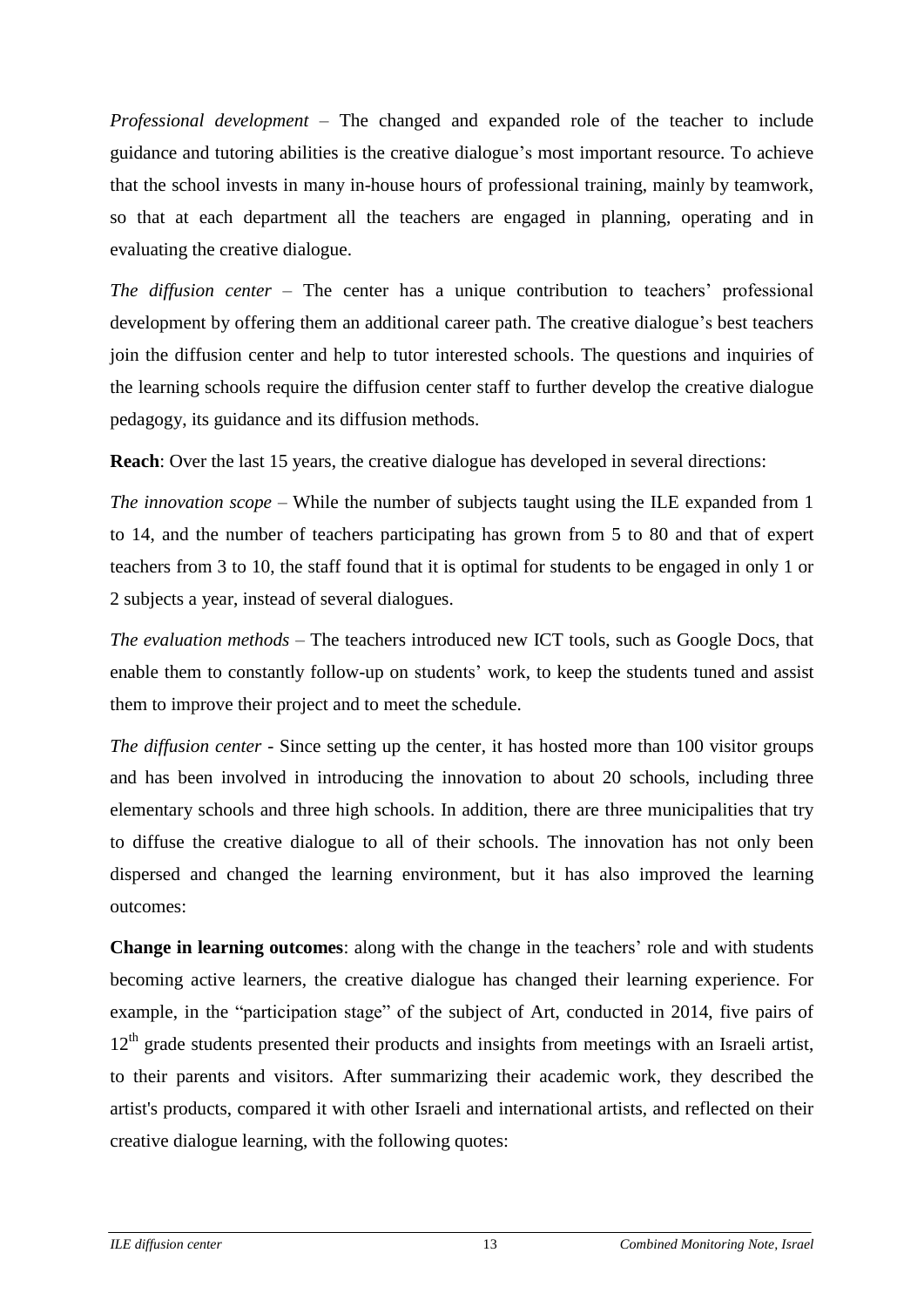*Professional development* – The changed and expanded role of the teacher to include guidance and tutoring abilities is the creative dialogue's most important resource. To achieve that the school invests in many in-house hours of professional training, mainly by teamwork, so that at each department all the teachers are engaged in planning, operating and in evaluating the creative dialogue.

*The diffusion center* – The center has a unique contribution to teachers' professional development by offering them an additional career path. The creative dialogue's best teachers join the diffusion center and help to tutor interested schools. The questions and inquiries of the learning schools require the diffusion center staff to further develop the creative dialogue pedagogy, its guidance and its diffusion methods.

**Reach**: Over the last 15 years, the creative dialogue has developed in several directions:

*The innovation scope* – While the number of subjects taught using the ILE expanded from 1 to 14, and the number of teachers participating has grown from 5 to 80 and that of expert teachers from 3 to 10, the staff found that it is optimal for students to be engaged in only 1 or 2 subjects a year, instead of several dialogues.

*The evaluation methods* – The teachers introduced new ICT tools, such as Google Docs, that enable them to constantly follow-up on students' work, to keep the students tuned and assist them to improve their project and to meet the schedule.

*The diffusion center* - Since setting up the center, it has hosted more than 100 visitor groups and has been involved in introducing the innovation to about 20 schools, including three elementary schools and three high schools. In addition, there are three municipalities that try to diffuse the creative dialogue to all of their schools. The innovation has not only been dispersed and changed the learning environment, but it has also improved the learning outcomes:

**Change in learning outcomes**: along with the change in the teachers' role and with students becoming active learners, the creative dialogue has changed their learning experience. For example, in the "participation stage" of the subject of Art, conducted in 2014, five pairs of 12th grade students presented their products and insights from meetings with an Israeli artist, to their parents and visitors. After summarizing their academic work, they described the artist's products, compared it with other Israeli and international artists, and reflected on their creative dialogue learning, with the following quotes: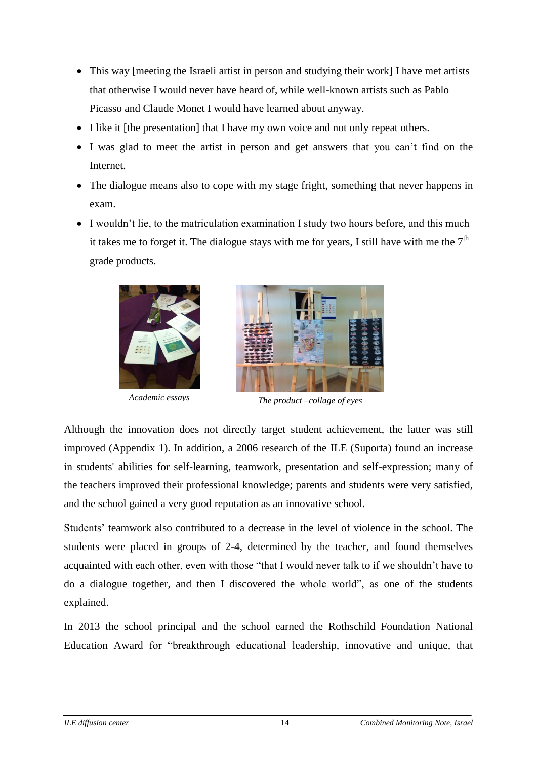- This way [meeting the Israeli artist in person and studying their work] I have met artists that otherwise I would never have heard of, while well-known artists such as Pablo Picasso and Claude Monet I would have learned about anyway.
- I like it [the presentation] that I have my own voice and not only repeat others.
- I was glad to meet the artist in person and get answers that you can't find on the Internet.
- The dialogue means also to cope with my stage fright, something that never happens in exam.
- I wouldn't lie, to the matriculation examination I study two hours before, and this much it takes me to forget it. The dialogue stays with me for years, I still have with me the 7th grade products.

*Academic essays*

*The product –collage of eyes*

Although the innovation does not directly target student achievement, the latter was still improved (Appendix 1). In addition, a 2006 research of the ILE (Suporta) found an increase in students' abilities for self-learning, teamwork, presentation and self-expression; many of the teachers improved their professional knowledge; parents and students were very satisfied, and the school gained a very good reputation as an innovative school.

Students' teamwork also contributed to a decrease in the level of violence in the school. The students were placed in groups of 2-4, determined by the teacher, and found themselves acquainted with each other, even with those "that I would never talk to if we shouldn't have to do a dialogue together, and then I discovered the whole world", as one of the students explained.

In 2013 the school principal and the school earned the Rothschild Foundation National Education Award for "breakthrough educational leadership, innovative and unique, that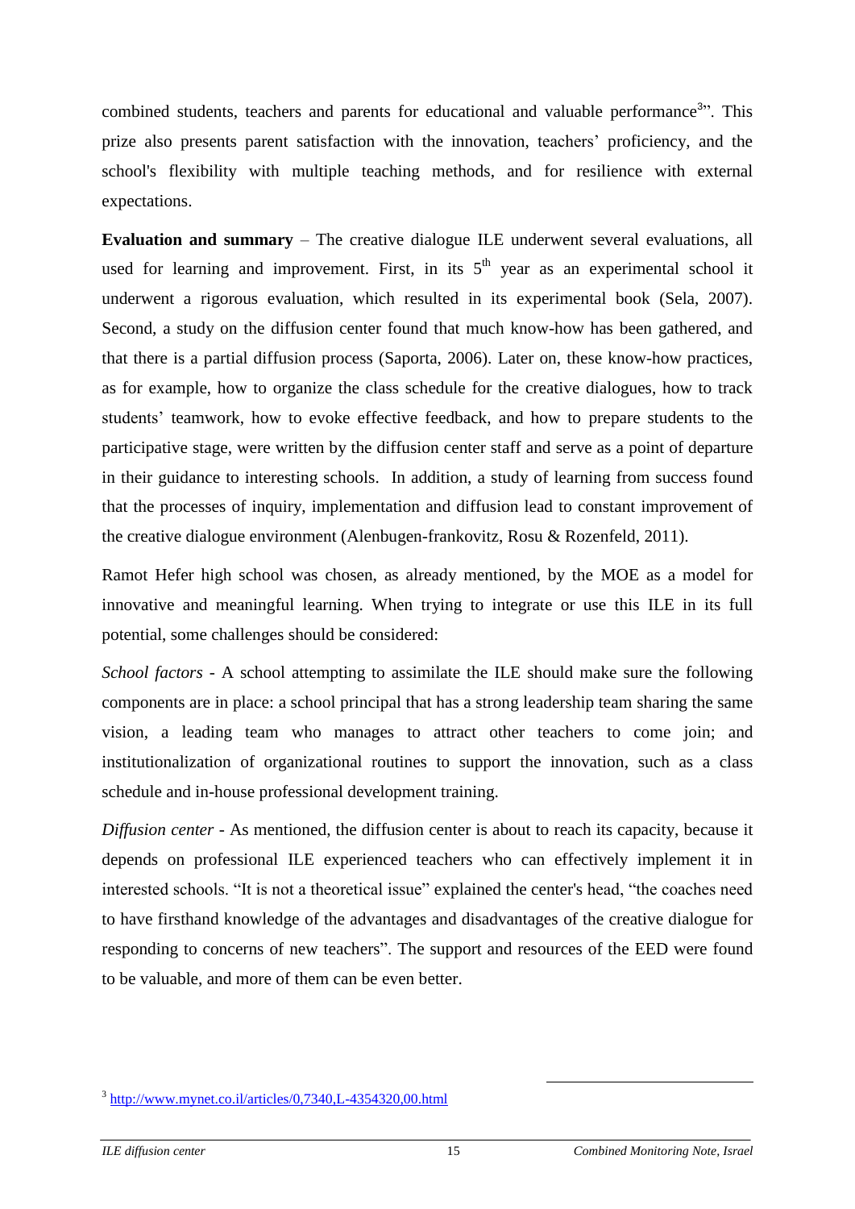combined students, teachers and parents for educational and valuable performance[3]". This prize also presents parent satisfaction with the innovation, teachers' proficiency, and the school's flexibility with multiple teaching methods, and for resilience with external expectations.

**Evaluation and summary** – The creative dialogue ILE underwent several evaluations, all used for learning and improvement. First, in its 5th year as an experimental school it underwent a rigorous evaluation, which resulted in its experimental book (Sela, 2007). Second, a study on the diffusion center found that much know-how has been gathered, and that there is a partial diffusion process (Saporta, 2006). Later on, these know-how practices, as for example, how to organize the class schedule for the creative dialogues, how to track students' teamwork, how to evoke effective feedback, and how to prepare students to the participative stage, were written by the diffusion center staff and serve as a point of departure in their guidance to interesting schools. In addition, a study of learning from success found that the processes of inquiry, implementation and diffusion lead to constant improvement of the creative dialogue environment (Alenbugen-frankovitz, Rosu & Rozenfeld, 2011).

Ramot Hefer high school was chosen, as already mentioned, by the MOE as a model for innovative and meaningful learning. When trying to integrate or use this ILE in its full potential, some challenges should be considered:

*School factors* - A school attempting to assimilate the ILE should make sure the following components are in place: a school principal that has a strong leadership team sharing the same vision, a leading team who manages to attract other teachers to come join; and institutionalization of organizational routines to support the innovation, such as a class schedule and in-house professional development training.

*Diffusion center* - As mentioned, the diffusion center is about to reach its capacity, because it depends on professional ILE experienced teachers who can effectively implement it in interested schools. "It is not a theoretical issue" explained the center's head, "the coaches need to have firsthand knowledge of the advantages and disadvantages of the creative dialogue for responding to concerns of new teachers". The support and resources of the EED were found to be valuable, and more of them can be even better.

---

[3] http://www.mynet.co.il/articles/0,7340,L-4354320,00.html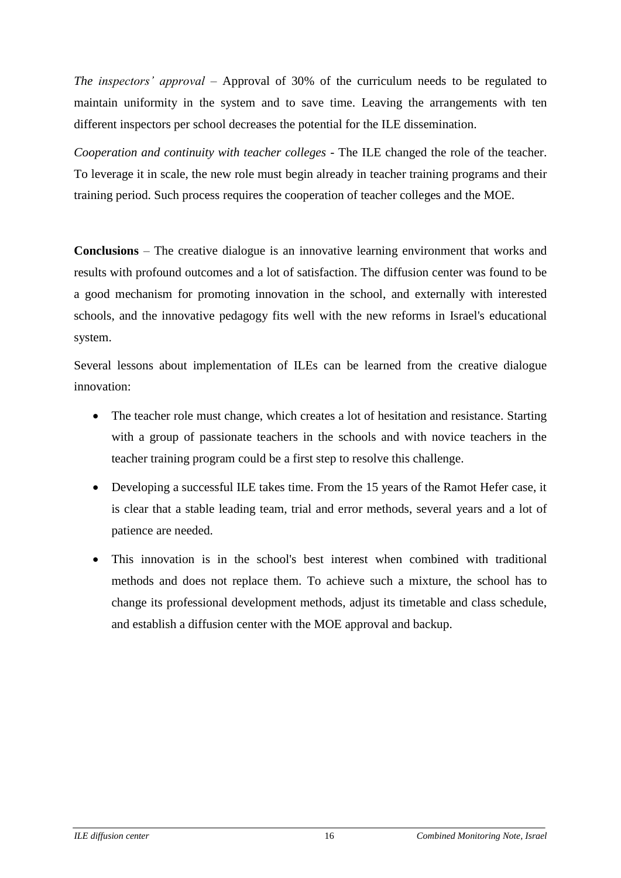*The inspectors' approval* – Approval of 30% of the curriculum needs to be regulated to maintain uniformity in the system and to save time. Leaving the arrangements with ten different inspectors per school decreases the potential for the ILE dissemination.

*Cooperation and continuity with teacher colleges* - The ILE changed the role of the teacher. To leverage it in scale, the new role must begin already in teacher training programs and their training period. Such process requires the cooperation of teacher colleges and the MOE.

**Conclusions** – The creative dialogue is an innovative learning environment that works and results with profound outcomes and a lot of satisfaction. The diffusion center was found to be a good mechanism for promoting innovation in the school, and externally with interested schools, and the innovative pedagogy fits well with the new reforms in Israel's educational system.

Several lessons about implementation of ILEs can be learned from the creative dialogue innovation:

- The teacher role must change, which creates a lot of hesitation and resistance. Starting with a group of passionate teachers in the schools and with novice teachers in the teacher training program could be a first step to resolve this challenge.
- Developing a successful ILE takes time. From the 15 years of the Ramot Hefer case, it is clear that a stable leading team, trial and error methods, several years and a lot of patience are needed.
- This innovation is in the school's best interest when combined with traditional methods and does not replace them. To achieve such a mixture, the school has to change its professional development methods, adjust its timetable and class schedule, and establish a diffusion center with the MOE approval and backup.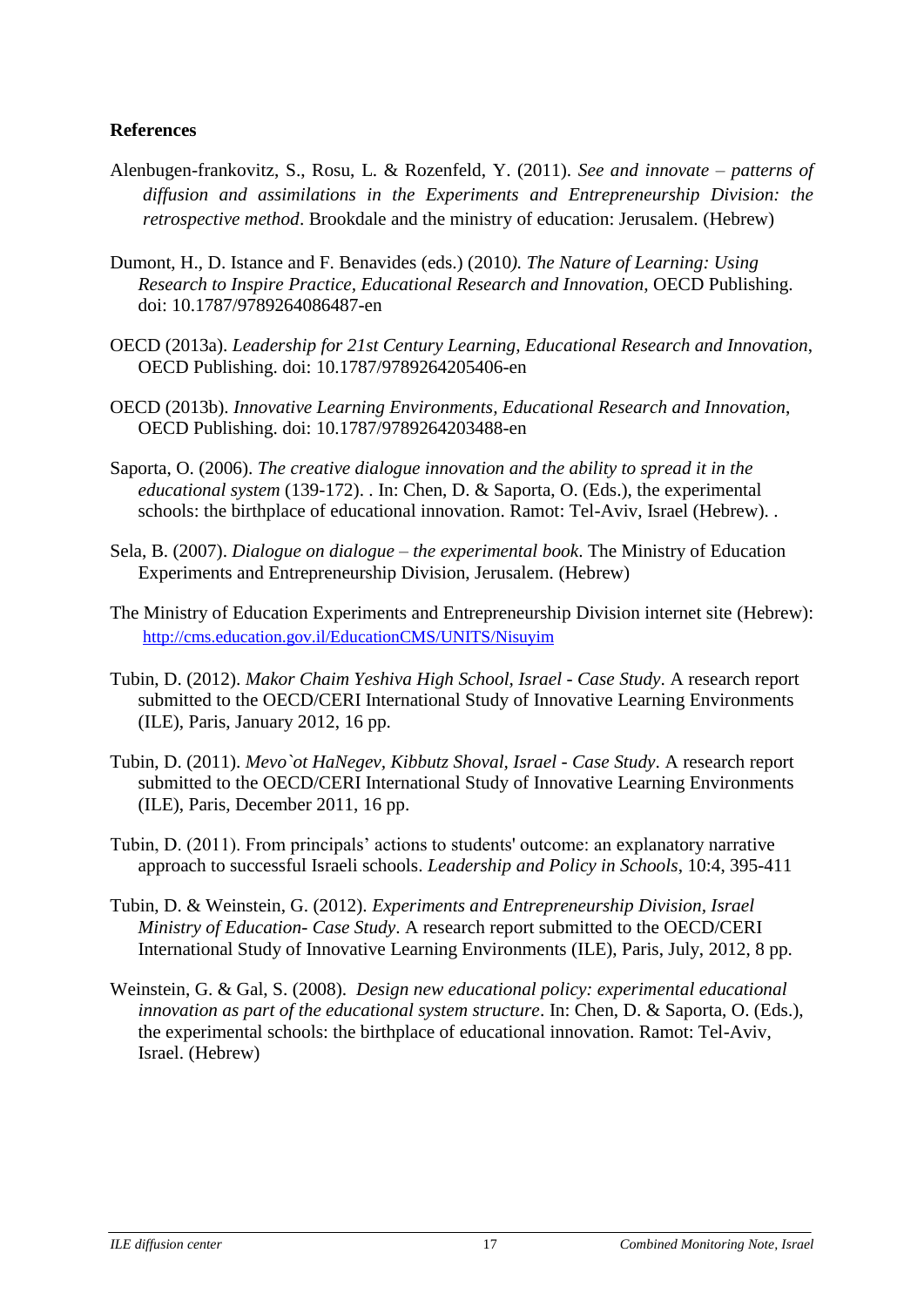**References**

Alenbugen-frankovitz, S., Rosu, L. & Rozenfeld, Y. (2011). *See and innovate – patterns of diffusion and assimilations in the Experiments and Entrepreneurship Division: the retrospective method*. Brookdale and the ministry of education: Jerusalem. (Hebrew)

Dumont, H., D. Istance and F. Benavides (eds.) (2010*). The Nature of Learning: Using Research to Inspire Practice, Educational Research and Innovation*, OECD Publishing. doi: 10.1787/9789264086487-en

OECD (2013a). *Leadership for 21st Century Learning, Educational Research and Innovation*, OECD Publishing. doi: 10.1787/9789264205406-en

OECD (2013b). *Innovative Learning Environments, Educational Research and Innovation*, OECD Publishing. doi: 10.1787/9789264203488-en

Saporta, O. (2006). *The creative dialogue innovation and the ability to spread it in the educational system* (139-172). . In: Chen, D. & Saporta, O. (Eds.), the experimental schools: the birthplace of educational innovation. Ramot: Tel-Aviv, Israel (Hebrew). .

Sela, B. (2007). *Dialogue on dialogue – the experimental book*. The Ministry of Education Experiments and Entrepreneurship Division, Jerusalem. (Hebrew)

The Ministry of Education Experiments and Entrepreneurship Division internet site (Hebrew): http://cms.education.gov.il/EducationCMS/UNITS/Nisuyim

Tubin, D. (2012). *Makor Chaim Yeshiva High School, Israel - Case Study*. A research report submitted to the OECD/CERI International Study of Innovative Learning Environments (ILE), Paris, January 2012, 16 pp.

Tubin, D. (2011). *Mevo`ot HaNegev, Kibbutz Shoval, Israel - Case Study*. A research report submitted to the OECD/CERI International Study of Innovative Learning Environments (ILE), Paris, December 2011, 16 pp.

Tubin, D. (2011). From principals' actions to students' outcome: an explanatory narrative approach to successful Israeli schools. *Leadership and Policy in Schools*, 10:4, 395-411

Tubin, D. & Weinstein, G. (2012). *Experiments and Entrepreneurship Division, Israel Ministry of Education- Case Study*. A research report submitted to the OECD/CERI International Study of Innovative Learning Environments (ILE), Paris, July, 2012, 8 pp.

Weinstein, G. & Gal, S. (2008). *Design new educational policy: experimental educational innovation as part of the educational system structure*. In: Chen, D. & Saporta, O. (Eds.), the experimental schools: the birthplace of educational innovation. Ramot: Tel-Aviv, Israel. (Hebrew)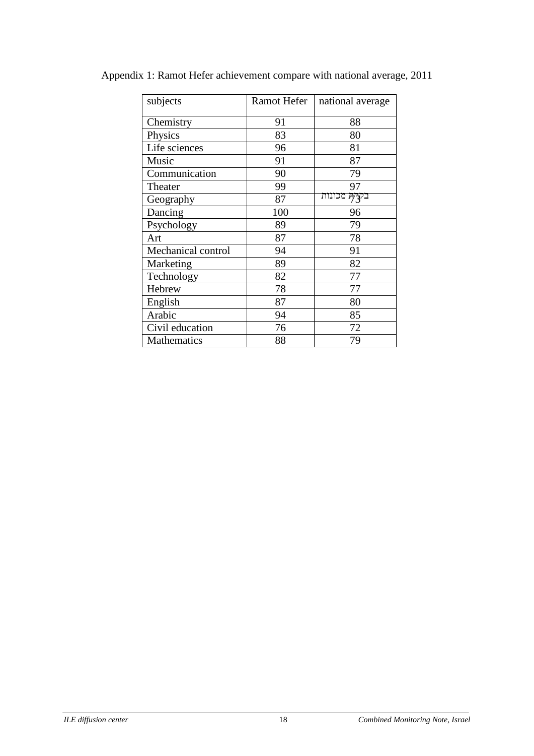Appendix 1: Ramot Hefer achievement compare with national average, 2011

| subjects | Ramot Hefer | national average |
|---|---|---|
| Chemistry | 91 | 88 |
| Physics | 83 | 80 |
| Life sciences | 96 | 81 |
| Music | 91 | 87 |
| Communication | 90 | 79 |
| Theater | 99 | 97 |
| Geography | 87 | בקרת מכונות 73 |
| Dancing | 100 | 96 |
| Psychology | 89 | 79 |
| Art | 87 | 78 |
| Mechanical control | 94 | 91 |
| Marketing | 89 | 82 |
| Technology | 82 | 77 |
| Hebrew | 78 | 77 |
| English | 87 | 80 |
| Arabic | 94 | 85 |
| Civil education | 76 | 72 |
| Mathematics | 88 | 79 |